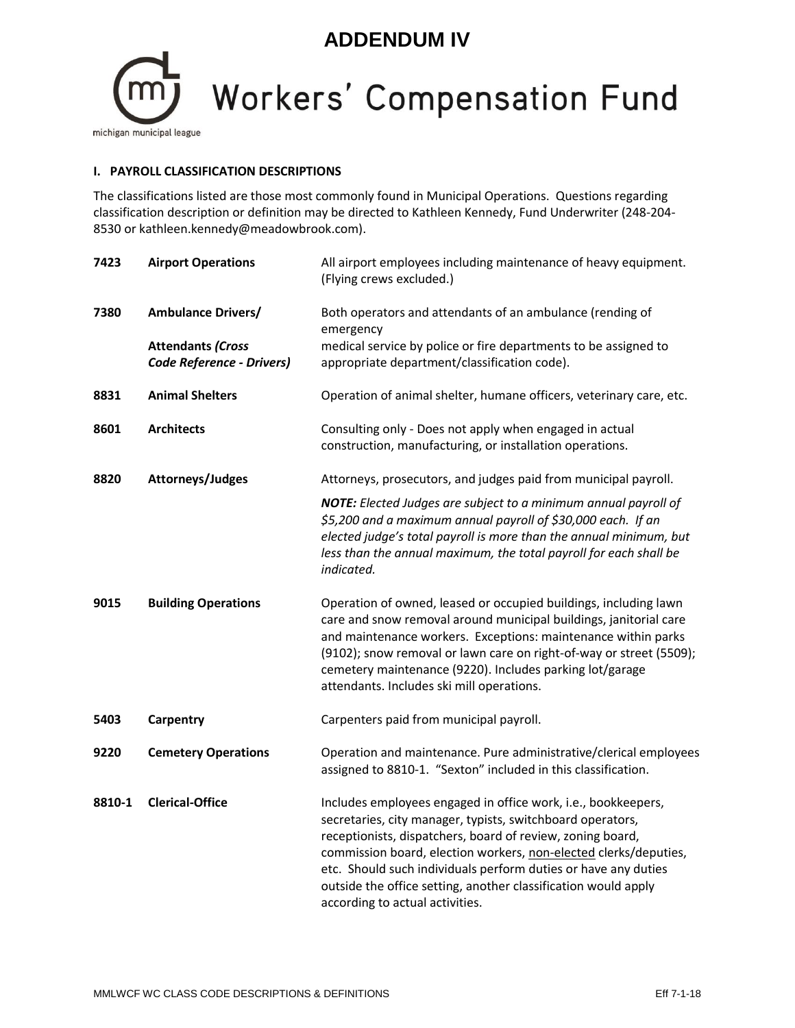# ADDENDUM IV

## Workers' Compensation Fund

michigan municipal league

### I. PAYROLL CLASSIFICATION DESCRIPTIONS

The classifications listed are those most commonly found in Municipal Operations. Questions regarding classification description or definition may be directed to Kathleen Kennedy, Fund Underwriter (248-204-8530 or kathleen.kennedy@meadowbrook.com).

| | | |
|---|---|---|
| **7423** | **Airport Operations** | All airport employees including maintenance of heavy equipment. (Flying crews excluded.) |
| **7380** | **Ambulance Drivers/ Attendants *(Cross Code Reference - Drivers)*** | Both operators and attendants of an ambulance (rending of emergency medical service by police or fire departments to be assigned to appropriate department/classification code). |
| **8831** | **Animal Shelters** | Operation of animal shelter, humane officers, veterinary care, etc. |
| **8601** | **Architects** | Consulting only - Does not apply when engaged in actual construction, manufacturing, or installation operations. |
| **8820** | **Attorneys/Judges** | Attorneys, prosecutors, and judges paid from municipal payroll. ***NOTE:*** *Elected Judges are subject to a minimum annual payroll of $5,200 and a maximum annual payroll of $30,000 each. If an elected judge's total payroll is more than the annual minimum, but less than the annual maximum, the total payroll for each shall be indicated.* |
| **9015** | **Building Operations** | Operation of owned, leased or occupied buildings, including lawn care and snow removal around municipal buildings, janitorial care and maintenance workers. Exceptions: maintenance within parks (9102); snow removal or lawn care on right-of-way or street (5509); cemetery maintenance (9220). Includes parking lot/garage attendants. Includes ski mill operations. |
| **5403** | **Carpentry** | Carpenters paid from municipal payroll. |
| **9220** | **Cemetery Operations** | Operation and maintenance. Pure administrative/clerical employees assigned to 8810-1. "Sexton" included in this classification. |
| **8810-1** | **Clerical-Office** | Includes employees engaged in office work, i.e., bookkeepers, secretaries, city manager, typists, switchboard operators, receptionists, dispatchers, board of review, zoning board, commission board, election workers, non-elected clerks/deputies, etc. Should such individuals perform duties or have any duties outside the office setting, another classification would apply according to actual activities. |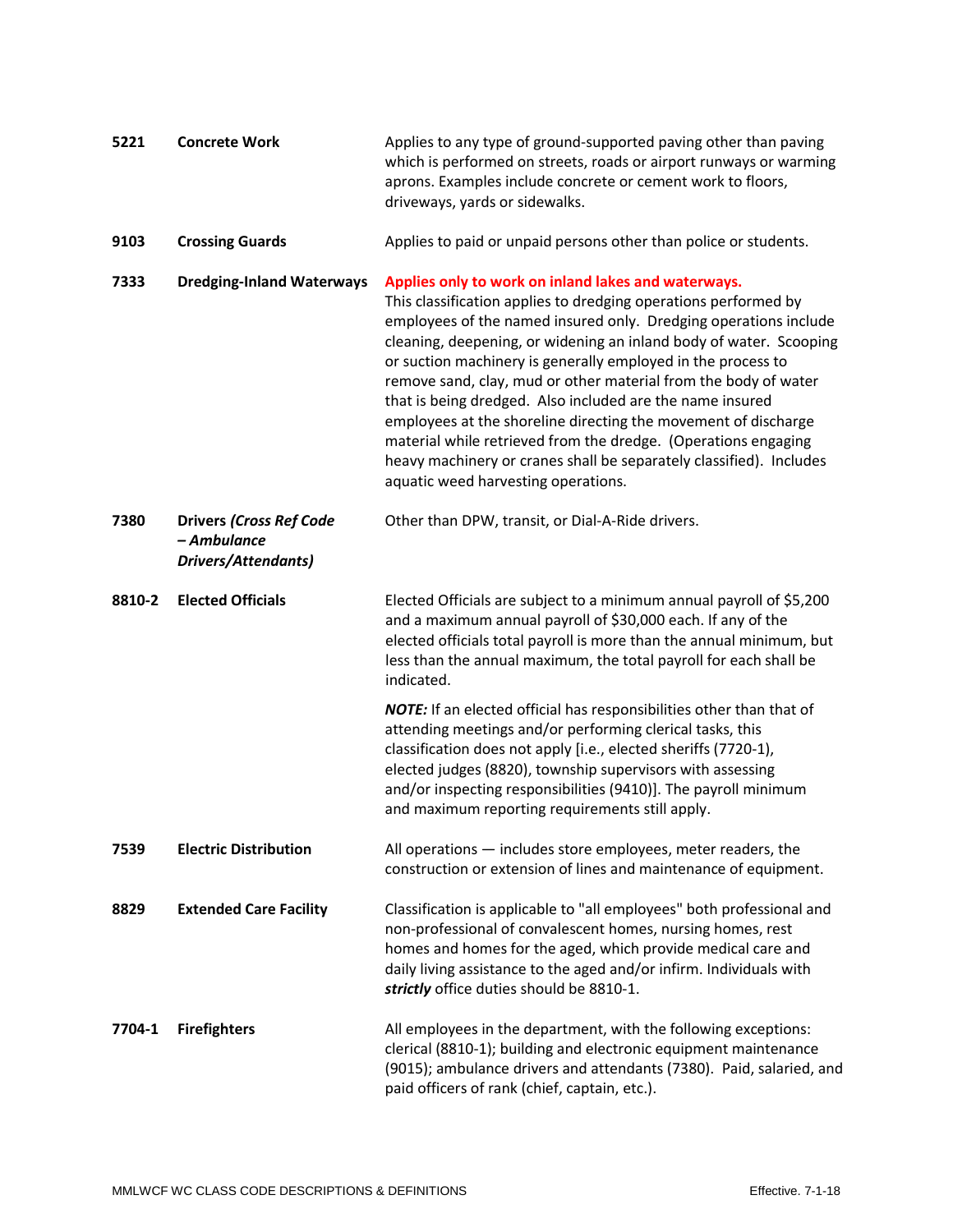| | | |
|---|---|---|
| **5221** | **Concrete Work** | Applies to any type of ground-supported paving other than paving which is performed on streets, roads or airport runways or warming aprons. Examples include concrete or cement work to floors, driveways, yards or sidewalks. |
| **9103** | **Crossing Guards** | Applies to paid or unpaid persons other than police or students. |
| **7333** | **Dredging-Inland Waterways** | **Applies only to work on inland lakes and waterways.** This classification applies to dredging operations performed by employees of the named insured only. Dredging operations include cleaning, deepening, or widening an inland body of water. Scooping or suction machinery is generally employed in the process to remove sand, clay, mud or other material from the body of water that is being dredged. Also included are the name insured employees at the shoreline directing the movement of discharge material while retrieved from the dredge. (Operations engaging heavy machinery or cranes shall be separately classified). Includes aquatic weed harvesting operations. |
| **7380** | **Drivers *(Cross Ref Code – Ambulance Drivers/Attendants)*** | Other than DPW, transit, or Dial-A-Ride drivers. |
| **8810-2** | **Elected Officials** | Elected Officials are subject to a minimum annual payroll of $5,200 and a maximum annual payroll of $30,000 each. If any of the elected officials total payroll is more than the annual minimum, but less than the annual maximum, the total payroll for each shall be indicated.<br><br>***NOTE:*** If an elected official has responsibilities other than that of attending meetings and/or performing clerical tasks, this classification does not apply [i.e., elected sheriffs (7720-1), elected judges (8820), township supervisors with assessing and/or inspecting responsibilities (9410)]. The payroll minimum and maximum reporting requirements still apply. |
| **7539** | **Electric Distribution** | All operations — includes store employees, meter readers, the construction or extension of lines and maintenance of equipment. |
| **8829** | **Extended Care Facility** | Classification is applicable to "all employees" both professional and non-professional of convalescent homes, nursing homes, rest homes and homes for the aged, which provide medical care and daily living assistance to the aged and/or infirm. Individuals with ***strictly*** office duties should be 8810-1. |
| **7704-1** | **Firefighters** | All employees in the department, with the following exceptions: clerical (8810-1); building and electronic equipment maintenance (9015); ambulance drivers and attendants (7380). Paid, salaried, and paid officers of rank (chief, captain, etc.). |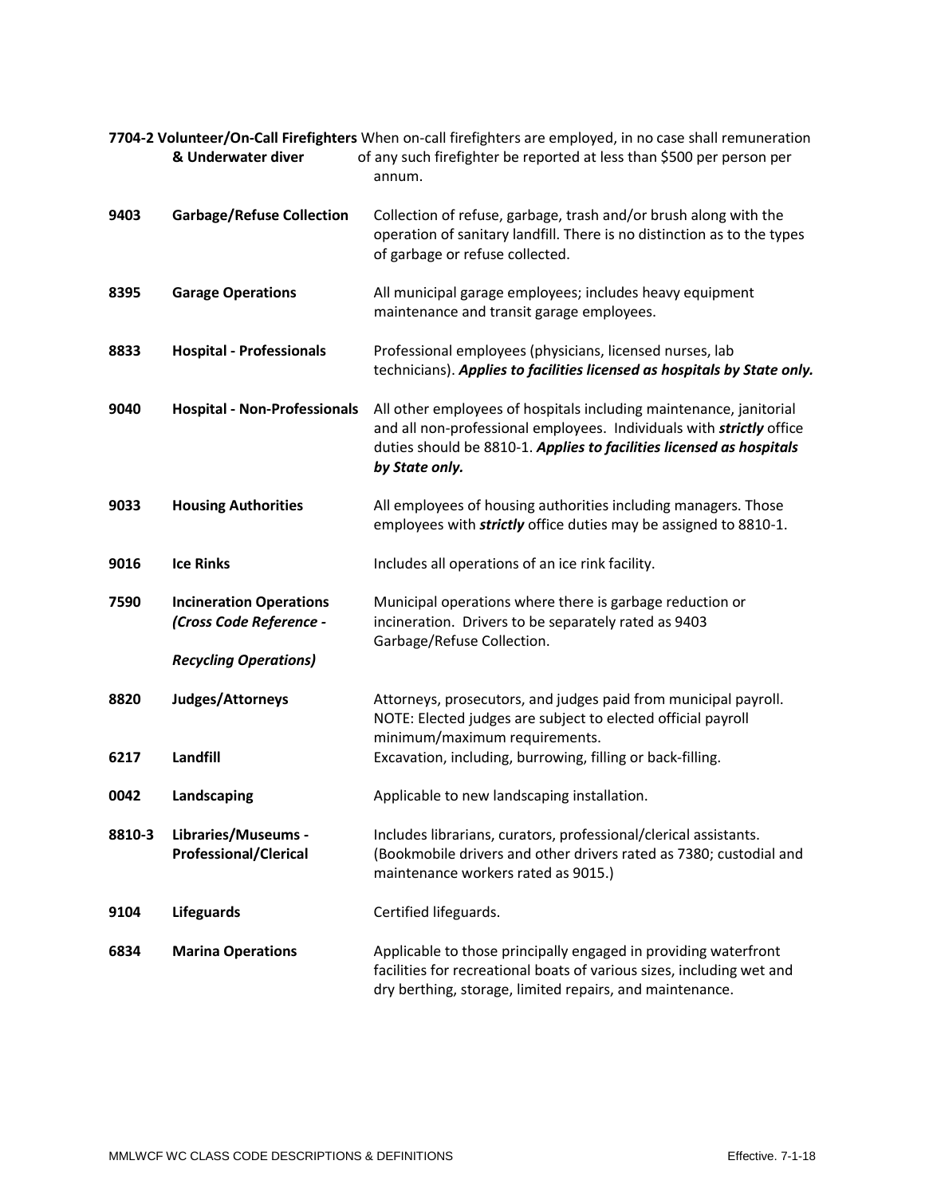| | | |
|---|---|---|
| **7704-2** | **Volunteer/On-Call Firefighters & Underwater diver** | When on-call firefighters are employed, in no case shall remuneration of any such firefighter be reported at less than $500 per person per annum. |
| **9403** | **Garbage/Refuse Collection** | Collection of refuse, garbage, trash and/or brush along with the operation of sanitary landfill. There is no distinction as to the types of garbage or refuse collected. |
| **8395** | **Garage Operations** | All municipal garage employees; includes heavy equipment maintenance and transit garage employees. |
| **8833** | **Hospital - Professionals** | Professional employees (physicians, licensed nurses, lab technicians). ***Applies to facilities licensed as hospitals by State only.*** |
| **9040** | **Hospital - Non-Professionals** | All other employees of hospitals including maintenance, janitorial and all non-professional employees. Individuals with ***strictly*** office duties should be 8810-1. ***Applies to facilities licensed as hospitals by State only.*** |
| **9033** | **Housing Authorities** | All employees of housing authorities including managers. Those employees with ***strictly*** office duties may be assigned to 8810-1. |
| **9016** | **Ice Rinks** | Includes all operations of an ice rink facility. |
| **7590** | **Incineration Operations *(Cross Code Reference - Recycling Operations)*** | Municipal operations where there is garbage reduction or incineration. Drivers to be separately rated as 9403 Garbage/Refuse Collection. |
| **8820** | **Judges/Attorneys** | Attorneys, prosecutors, and judges paid from municipal payroll. NOTE: Elected judges are subject to elected official payroll minimum/maximum requirements. |
| **6217** | **Landfill** | Excavation, including, burrowing, filling or back-filling. |
| **0042** | **Landscaping** | Applicable to new landscaping installation. |
| **8810-3** | **Libraries/Museums - Professional/Clerical** | Includes librarians, curators, professional/clerical assistants. (Bookmobile drivers and other drivers rated as 7380; custodial and maintenance workers rated as 9015.) |
| **9104** | **Lifeguards** | Certified lifeguards. |
| **6834** | **Marina Operations** | Applicable to those principally engaged in providing waterfront facilities for recreational boats of various sizes, including wet and dry berthing, storage, limited repairs, and maintenance. |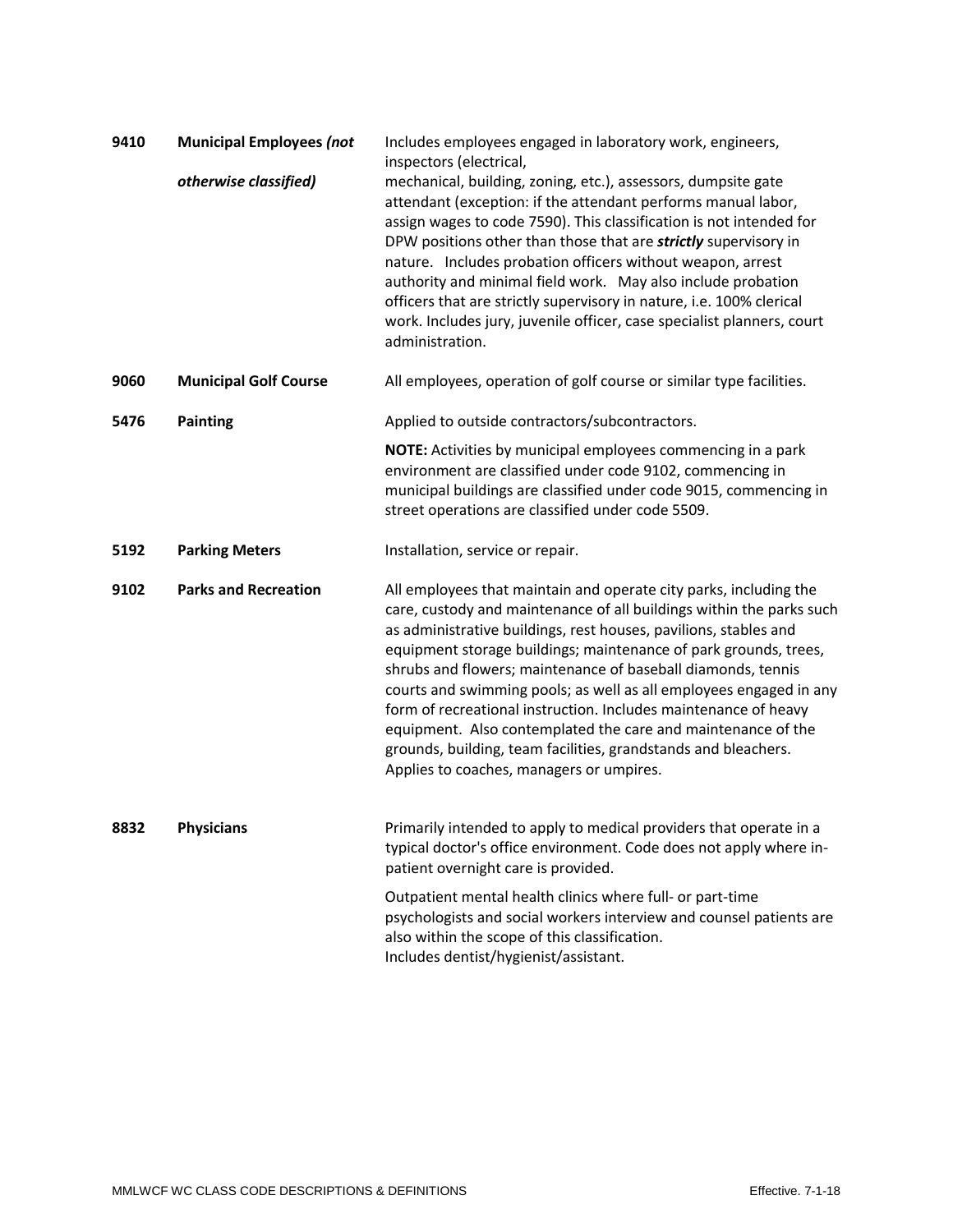| | | |
|---|---|---|
| **9410** | **Municipal Employees *(not otherwise classified)*** | Includes employees engaged in laboratory work, engineers, inspectors (electrical, mechanical, building, zoning, etc.), assessors, dumpsite gate attendant (exception: if the attendant performs manual labor, assign wages to code 7590). This classification is not intended for DPW positions other than those that are ***strictly*** supervisory in nature. Includes probation officers without weapon, arrest authority and minimal field work. May also include probation officers that are strictly supervisory in nature, i.e. 100% clerical work. Includes jury, juvenile officer, case specialist planners, court administration. |
| **9060** | **Municipal Golf Course** | All employees, operation of golf course or similar type facilities. |
| **5476** | **Painting** | Applied to outside contractors/subcontractors.<br><br>**NOTE:** Activities by municipal employees commencing in a park environment are classified under code 9102, commencing in municipal buildings are classified under code 9015, commencing in street operations are classified under code 5509. |
| **5192** | **Parking Meters** | Installation, service or repair. |
| **9102** | **Parks and Recreation** | All employees that maintain and operate city parks, including the care, custody and maintenance of all buildings within the parks such as administrative buildings, rest houses, pavilions, stables and equipment storage buildings; maintenance of park grounds, trees, shrubs and flowers; maintenance of baseball diamonds, tennis courts and swimming pools; as well as all employees engaged in any form of recreational instruction. Includes maintenance of heavy equipment. Also contemplated the care and maintenance of the grounds, building, team facilities, grandstands and bleachers. Applies to coaches, managers or umpires. |
| **8832** | **Physicians** | Primarily intended to apply to medical providers that operate in a typical doctor's office environment. Code does not apply where in-patient overnight care is provided.<br><br>Outpatient mental health clinics where full- or part-time psychologists and social workers interview and counsel patients are also within the scope of this classification.<br>Includes dentist/hygienist/assistant. |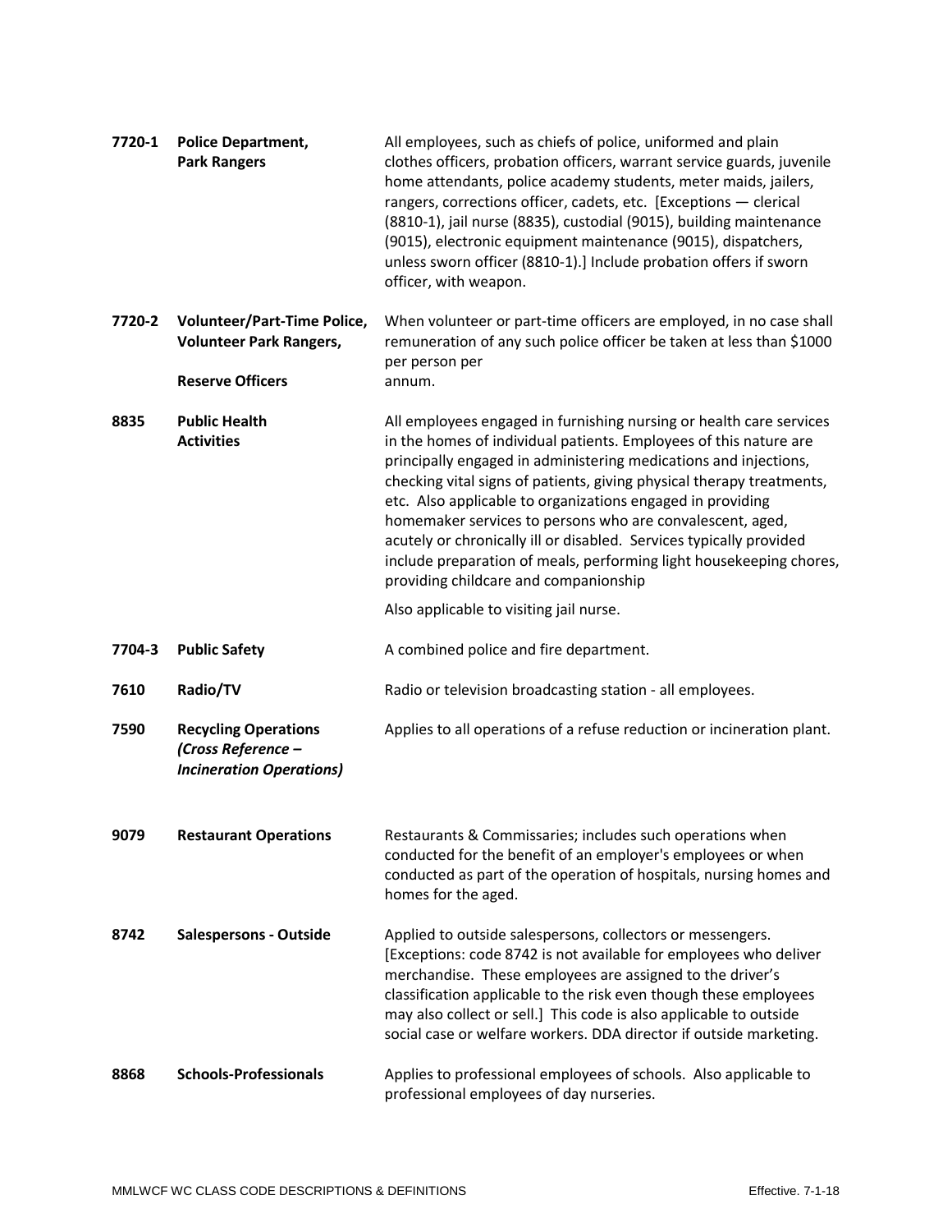| | | |
|---|---|---|
| **7720-1** | **Police Department, Park Rangers** | All employees, such as chiefs of police, uniformed and plain clothes officers, probation officers, warrant service guards, juvenile home attendants, police academy students, meter maids, jailers, rangers, corrections officer, cadets, etc. [Exceptions — clerical (8810-1), jail nurse (8835), custodial (9015), building maintenance (9015), electronic equipment maintenance (9015), dispatchers, unless sworn officer (8810-1).] Include probation offers if sworn officer, with weapon. |
| **7720-2** | **Volunteer/Part-Time Police, Volunteer Park Rangers, Reserve Officers** | When volunteer or part-time officers are employed, in no case shall remuneration of any such police officer be taken at less than $1000 per person per annum. |
| **8835** | **Public Health Activities** | All employees engaged in furnishing nursing or health care services in the homes of individual patients. Employees of this nature are principally engaged in administering medications and injections, checking vital signs of patients, giving physical therapy treatments, etc. Also applicable to organizations engaged in providing homemaker services to persons who are convalescent, aged, acutely or chronically ill or disabled. Services typically provided include preparation of meals, performing light housekeeping chores, providing childcare and companionship<br><br>Also applicable to visiting jail nurse. |
| **7704-3** | **Public Safety** | A combined police and fire department. |
| **7610** | **Radio/TV** | Radio or television broadcasting station - all employees. |
| **7590** | **Recycling Operations** ***(Cross Reference – Incineration Operations)*** | Applies to all operations of a refuse reduction or incineration plant. |
| **9079** | **Restaurant Operations** | Restaurants & Commissaries; includes such operations when conducted for the benefit of an employer's employees or when conducted as part of the operation of hospitals, nursing homes and homes for the aged. |
| **8742** | **Salespersons - Outside** | Applied to outside salespersons, collectors or messengers. [Exceptions: code 8742 is not available for employees who deliver merchandise. These employees are assigned to the driver's classification applicable to the risk even though these employees may also collect or sell.] This code is also applicable to outside social case or welfare workers. DDA director if outside marketing. |
| **8868** | **Schools-Professionals** | Applies to professional employees of schools. Also applicable to professional employees of day nurseries. |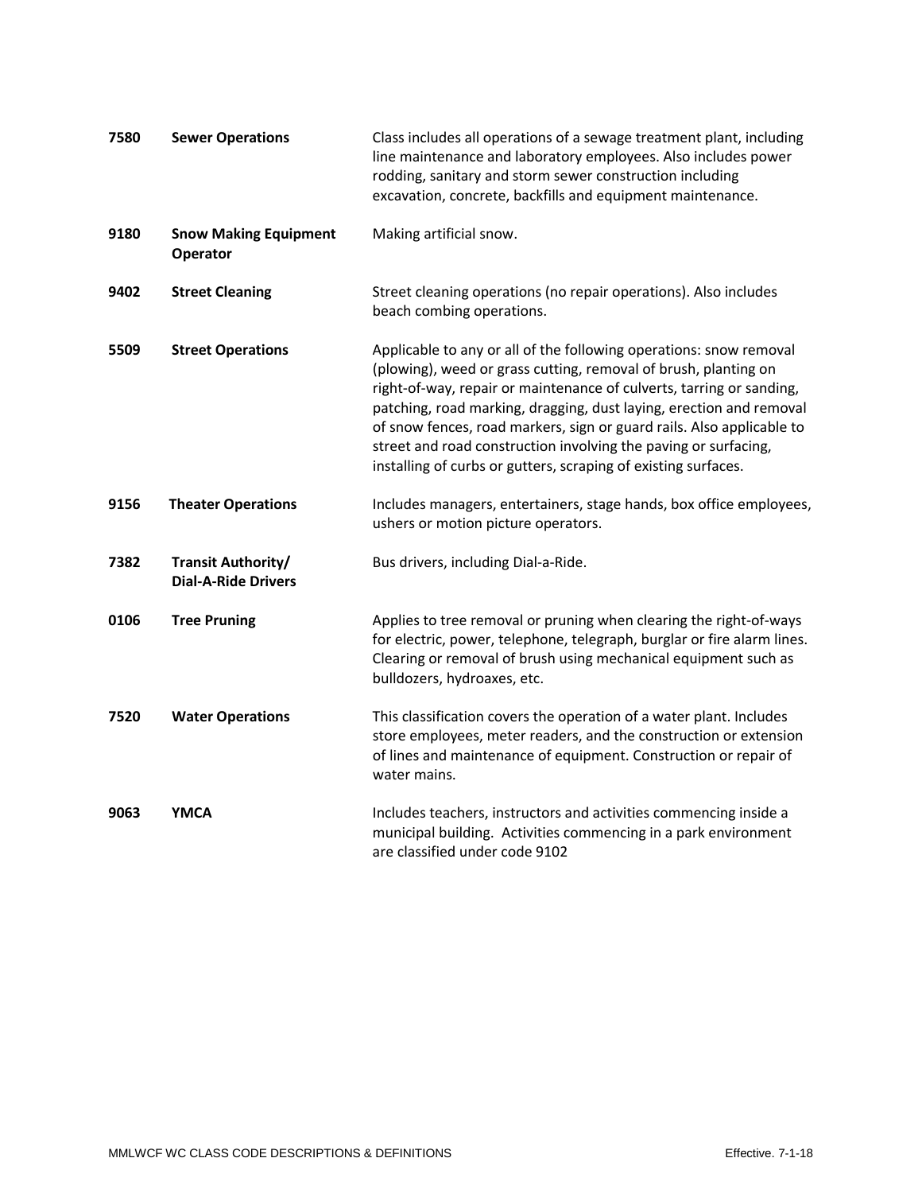| | | |
|---|---|---|
| **7580** | **Sewer Operations** | Class includes all operations of a sewage treatment plant, including line maintenance and laboratory employees. Also includes power rodding, sanitary and storm sewer construction including excavation, concrete, backfills and equipment maintenance. |
| **9180** | **Snow Making Equipment Operator** | Making artificial snow. |
| **9402** | **Street Cleaning** | Street cleaning operations (no repair operations). Also includes beach combing operations. |
| **5509** | **Street Operations** | Applicable to any or all of the following operations: snow removal (plowing), weed or grass cutting, removal of brush, planting on right-of-way, repair or maintenance of culverts, tarring or sanding, patching, road marking, dragging, dust laying, erection and removal of snow fences, road markers, sign or guard rails. Also applicable to street and road construction involving the paving or surfacing, installing of curbs or gutters, scraping of existing surfaces. |
| **9156** | **Theater Operations** | Includes managers, entertainers, stage hands, box office employees, ushers or motion picture operators. |
| **7382** | **Transit Authority/ Dial-A-Ride Drivers** | Bus drivers, including Dial-a-Ride. |
| **0106** | **Tree Pruning** | Applies to tree removal or pruning when clearing the right-of-ways for electric, power, telephone, telegraph, burglar or fire alarm lines. Clearing or removal of brush using mechanical equipment such as bulldozers, hydroaxes, etc. |
| **7520** | **Water Operations** | This classification covers the operation of a water plant. Includes store employees, meter readers, and the construction or extension of lines and maintenance of equipment. Construction or repair of water mains. |
| **9063** | **YMCA** | Includes teachers, instructors and activities commencing inside a municipal building. Activities commencing in a park environment are classified under code 9102 |